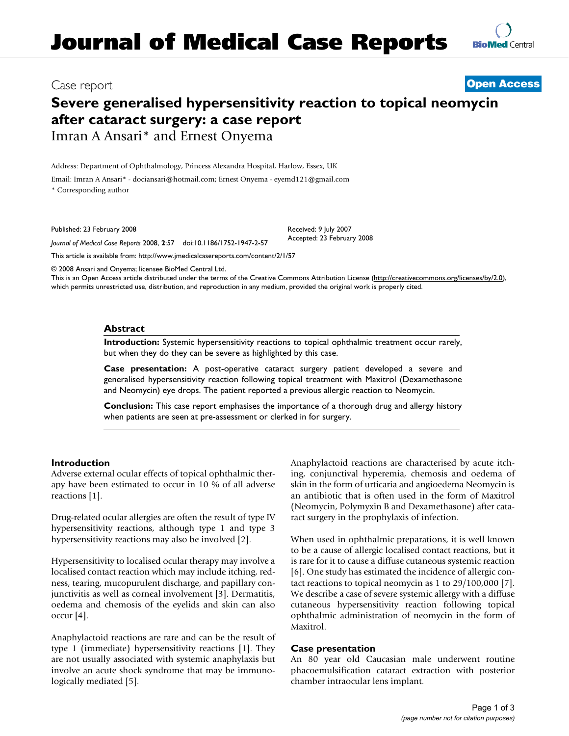# Journal of Medical Case Reports

Case report

**Open Access**

# Severe generalised hypersensitivity reaction to topical neomycin after cataract surgery: a case report

Imran A Ansari* and Ernest Onyema

Address: Department of Ophthalmology, Princess Alexandra Hospital, Harlow, Essex, UK

Email: Imran A Ansari* - dociansari@hotmail.com; Ernest Onyema - eyemd121@gmail.com

\* Corresponding author

Published: 23 February 2008

*Journal of Medical Case Reports* 2008, **2**:57 doi:10.1186/1752-1947-2-57

Received: 9 July 2007
Accepted: 23 February 2008

This article is available from: http://www.jmedicalcasereports.com/content/2/1/57

© 2008 Ansari and Onyema; licensee BioMed Central Ltd.
This is an Open Access article distributed under the terms of the Creative Commons Attribution License (http://creativecommons.org/licenses/by/2.0), which permits unrestricted use, distribution, and reproduction in any medium, provided the original work is properly cited.

## Abstract

**Introduction:** Systemic hypersensitivity reactions to topical ophthalmic treatment occur rarely, but when they do they can be severe as highlighted by this case.

**Case presentation:** A post-operative cataract surgery patient developed a severe and generalised hypersensitivity reaction following topical treatment with Maxitrol (Dexamethasone and Neomycin) eye drops. The patient reported a previous allergic reaction to Neomycin.

**Conclusion:** This case report emphasises the importance of a thorough drug and allergy history when patients are seen at pre-assessment or clerked in for surgery.

## Introduction

Adverse external ocular effects of topical ophthalmic therapy have been estimated to occur in 10 % of all adverse reactions [1].

Drug-related ocular allergies are often the result of type IV hypersensitivity reactions, although type 1 and type 3 hypersensitivity reactions may also be involved [2].

Hypersensitivity to localised ocular therapy may involve a localised contact reaction which may include itching, redness, tearing, mucopurulent discharge, and papillary conjunctivitis as well as corneal involvement [3]. Dermatitis, oedema and chemosis of the eyelids and skin can also occur [4].

Anaphylactoid reactions are rare and can be the result of type 1 (immediate) hypersensitivity reactions [1]. They are not usually associated with systemic anaphylaxis but involve an acute shock syndrome that may be immunologically mediated [5].

Anaphylactoid reactions are characterised by acute itching, conjunctival hyperemia, chemosis and oedema of skin in the form of urticaria and angioedema Neomycin is an antibiotic that is often used in the form of Maxitrol (Neomycin, Polymyxin B and Dexamethasone) after cataract surgery in the prophylaxis of infection.

When used in ophthalmic preparations, it is well known to be a cause of allergic localised contact reactions, but it is rare for it to cause a diffuse cutaneous systemic reaction [6]. One study has estimated the incidence of allergic contact reactions to topical neomycin as 1 to 29/100,000 [7]. We describe a case of severe systemic allergy with a diffuse cutaneous hypersensitivity reaction following topical ophthalmic administration of neomycin in the form of Maxitrol.

## Case presentation

An 80 year old Caucasian male underwent routine phacoemulsification cataract extraction with posterior chamber intraocular lens implant.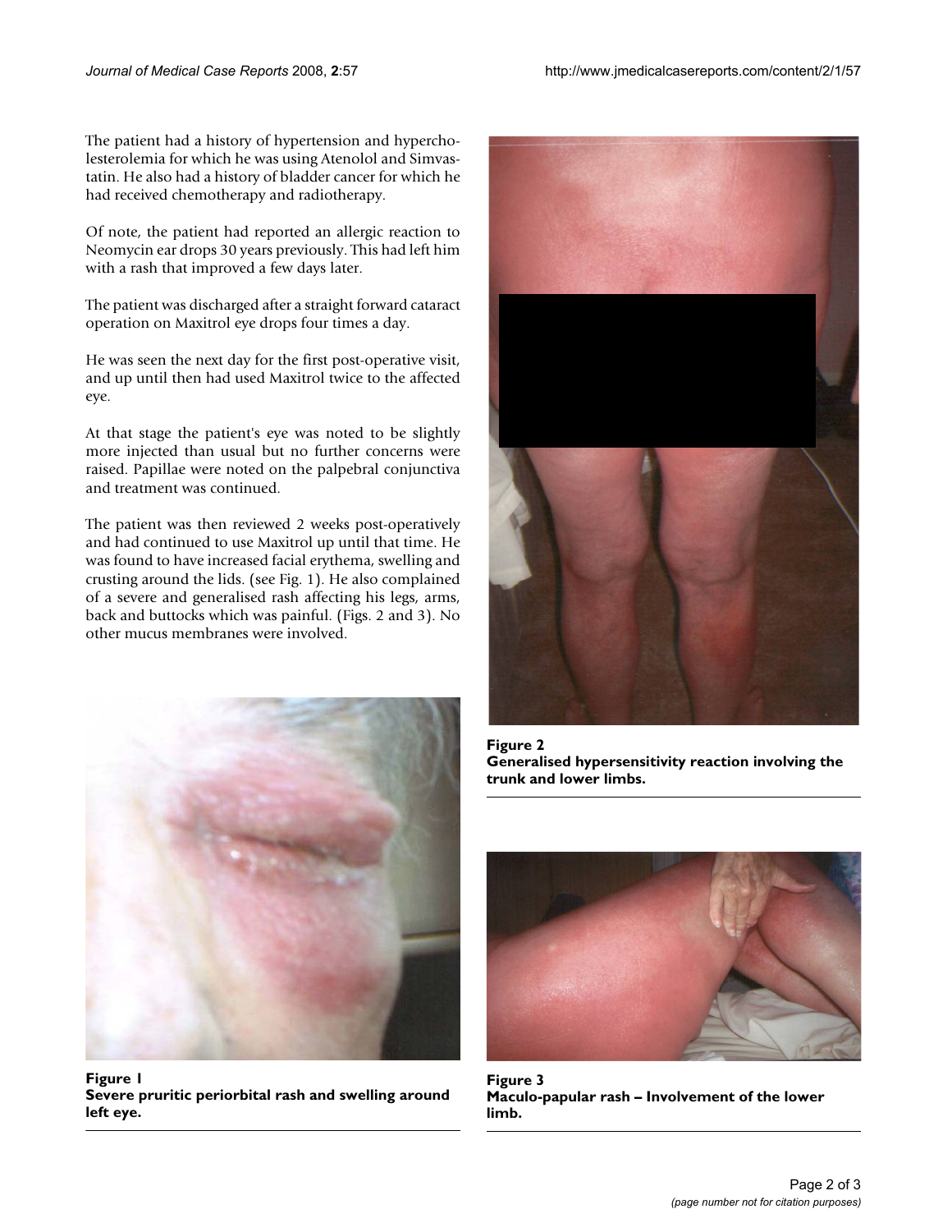The patient had a history of hypertension and hypercholesterolemia for which he was using Atenolol and Simvastatin. He also had a history of bladder cancer for which he had received chemotherapy and radiotherapy.

Of note, the patient had reported an allergic reaction to Neomycin ear drops 30 years previously. This had left him with a rash that improved a few days later.

The patient was discharged after a straight forward cataract operation on Maxitrol eye drops four times a day.

He was seen the next day for the first post-operative visit, and up until then had used Maxitrol twice to the affected eye.

At that stage the patient's eye was noted to be slightly more injected than usual but no further concerns were raised. Papillae were noted on the palpebral conjunctiva and treatment was continued.

The patient was then reviewed 2 weeks post-operatively and had continued to use Maxitrol up until that time. He was found to have increased facial erythema, swelling and crusting around the lids. (see Fig. 1). He also complained of a severe and generalised rash affecting his legs, arms, back and buttocks which was painful. (Figs. 2 and 3). No other mucus membranes were involved.

**Figure 1**
**Severe pruritic periorbital rash and swelling around left eye.**

**Figure 2**
**Generalised hypersensitivity reaction involving the trunk and lower limbs.**

**Figure 3**
**Maculo-papular rash – Involvement of the lower limb.**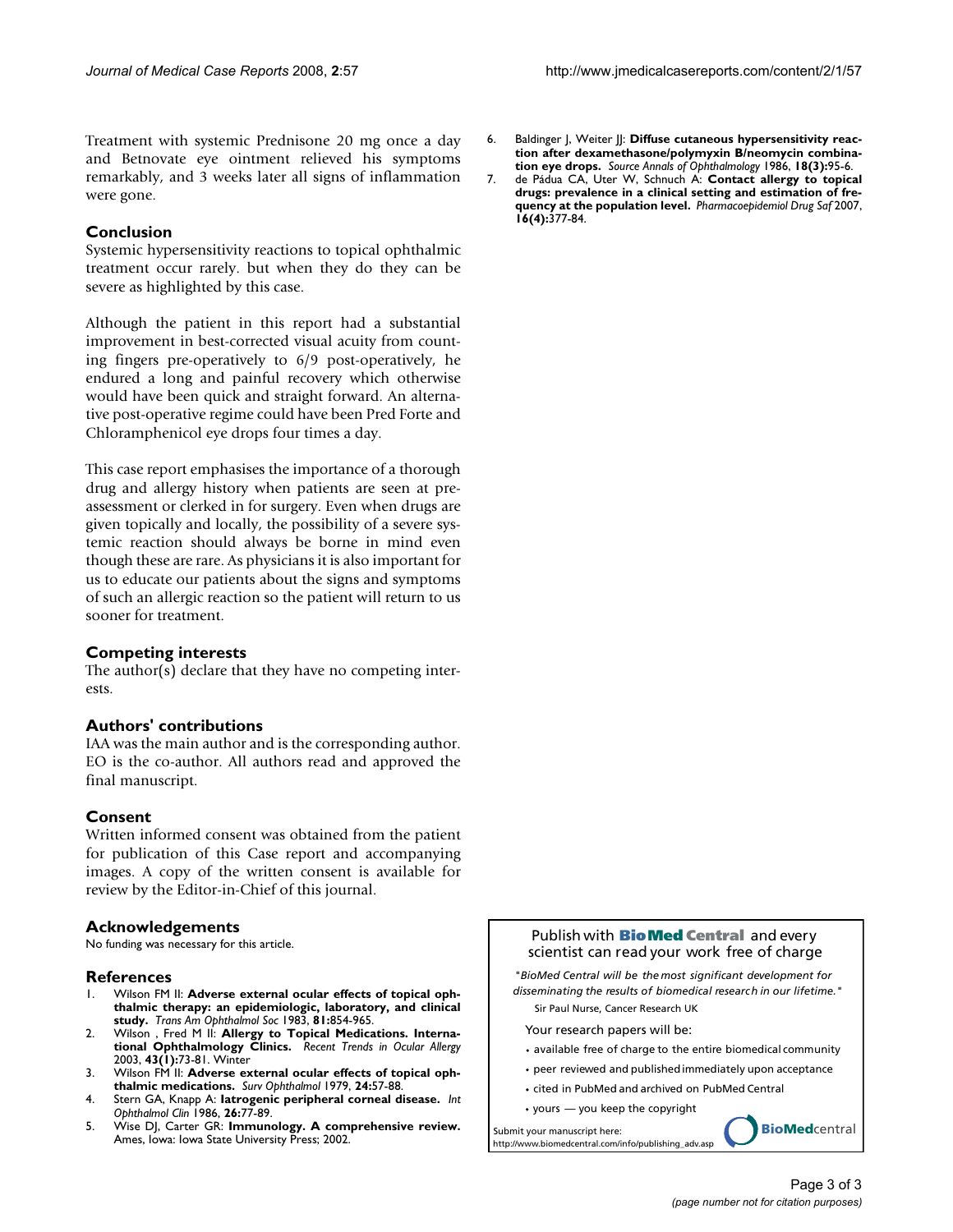Treatment with systemic Prednisone 20 mg once a day and Betnovate eye ointment relieved his symptoms remarkably, and 3 weeks later all signs of inflammation were gone.

## Conclusion

Systemic hypersensitivity reactions to topical ophthalmic treatment occur rarely. but when they do they can be severe as highlighted by this case.

Although the patient in this report had a substantial improvement in best-corrected visual acuity from counting fingers pre-operatively to 6/9 post-operatively, he endured a long and painful recovery which otherwise would have been quick and straight forward. An alternative post-operative regime could have been Pred Forte and Chloramphenicol eye drops four times a day.

This case report emphasises the importance of a thorough drug and allergy history when patients are seen at pre-assessment or clerked in for surgery. Even when drugs are given topically and locally, the possibility of a severe systemic reaction should always be borne in mind even though these are rare. As physicians it is also important for us to educate our patients about the signs and symptoms of such an allergic reaction so the patient will return to us sooner for treatment.

## Competing interests

The author(s) declare that they have no competing interests.

## Authors' contributions

IAA was the main author and is the corresponding author. EO is the co-author. All authors read and approved the final manuscript.

## Consent

Written informed consent was obtained from the patient for publication of this Case report and accompanying images. A copy of the written consent is available for review by the Editor-in-Chief of this journal.

## Acknowledgements

No funding was necessary for this article.

## References

1. Wilson FM II: **Adverse external ocular effects of topical ophthalmic therapy: an epidemiologic, laboratory, and clinical study.** *Trans Am Ophthalmol Soc* 1983, **81:**854-965.
2. Wilson , Fred M II: **Allergy to Topical Medications. International Ophthalmology Clinics.** *Recent Trends in Ocular Allergy* 2003, **43(1):**73-81. Winter
3. Wilson FM II: **Adverse external ocular effects of topical ophthalmic medications.** *Surv Ophthalmol* 1979, **24:**57-88.
4. Stern GA, Knapp A: **Iatrogenic peripheral corneal disease.** *Int Ophthalmol Clin* 1986, **26:**77-89.
5. Wise DJ, Carter GR: **Immunology. A comprehensive review.** Ames, Iowa: Iowa State University Press; 2002.
6. Baldinger J, Weiter JJ: **Diffuse cutaneous hypersensitivity reaction after dexamethasone/polymyxin B/neomycin combination eye drops.** *Source Annals of Ophthalmology* 1986, **18(3):**95-6.
7. de Pádua CA, Uter W, Schnuch A: **Contact allergy to topical drugs: prevalence in a clinical setting and estimation of frequency at the population level.** *Pharmacoepidemiol Drug Saf* 2007, **16(4):**377-84.

Publish with **BioMed Central** and every scientist can read your work free of charge

*"BioMed Central will be the most significant development for disseminating the results of biomedical research in our lifetime."*

Sir Paul Nurse, Cancer Research UK

Your research papers will be:

- available free of charge to the entire biomedical community
- peer reviewed and published immediately upon acceptance
- cited in PubMed and archived on PubMed Central
- yours — you keep the copyright

Submit your manuscript here:
http://www.biomedcentral.com/info/publishing_adv.asp

BioMedcentral